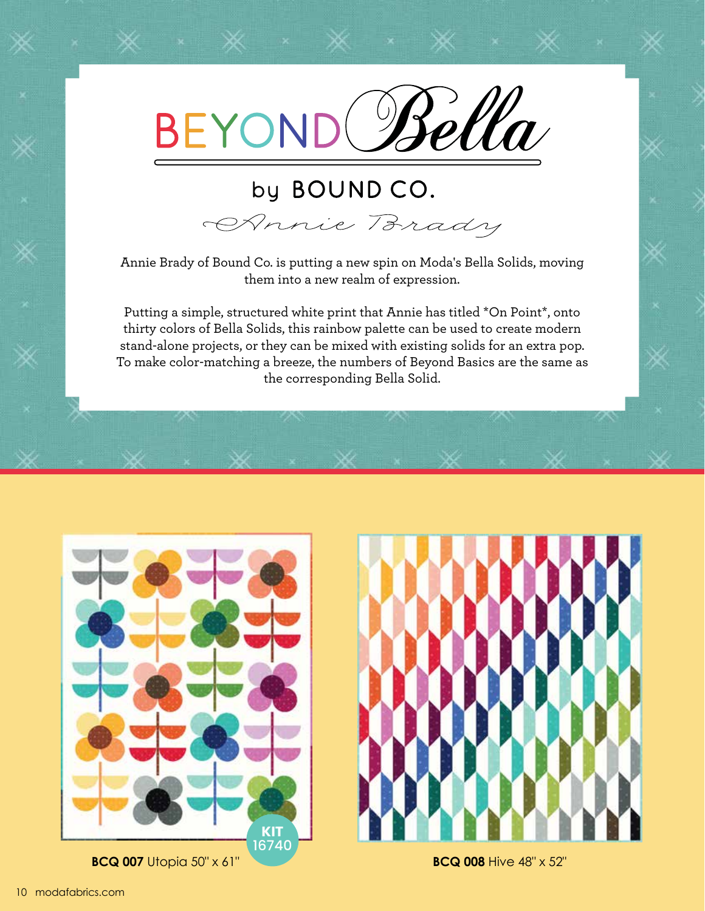# BEYOND *Bella*

## by BOUND CO.

*Annie Brady*

Annie Brady of Bound Co. is putting a new spin on Moda's Bella Solids, moving them into a new realm of expression.

Putting a simple, structured white print that Annie has titled *On Point*, onto thirty colors of Bella Solids, this rainbow palette can be used to create modern stand-alone projects, or they can be mixed with existing solids for an extra pop. To make color-matching a breeze, the numbers of Beyond Basics are the same as the corresponding Bella Solid.

KIT 16740

**BCQ 007** Utopia 50" x 61"

**BCQ 008** Hive 48" x 52"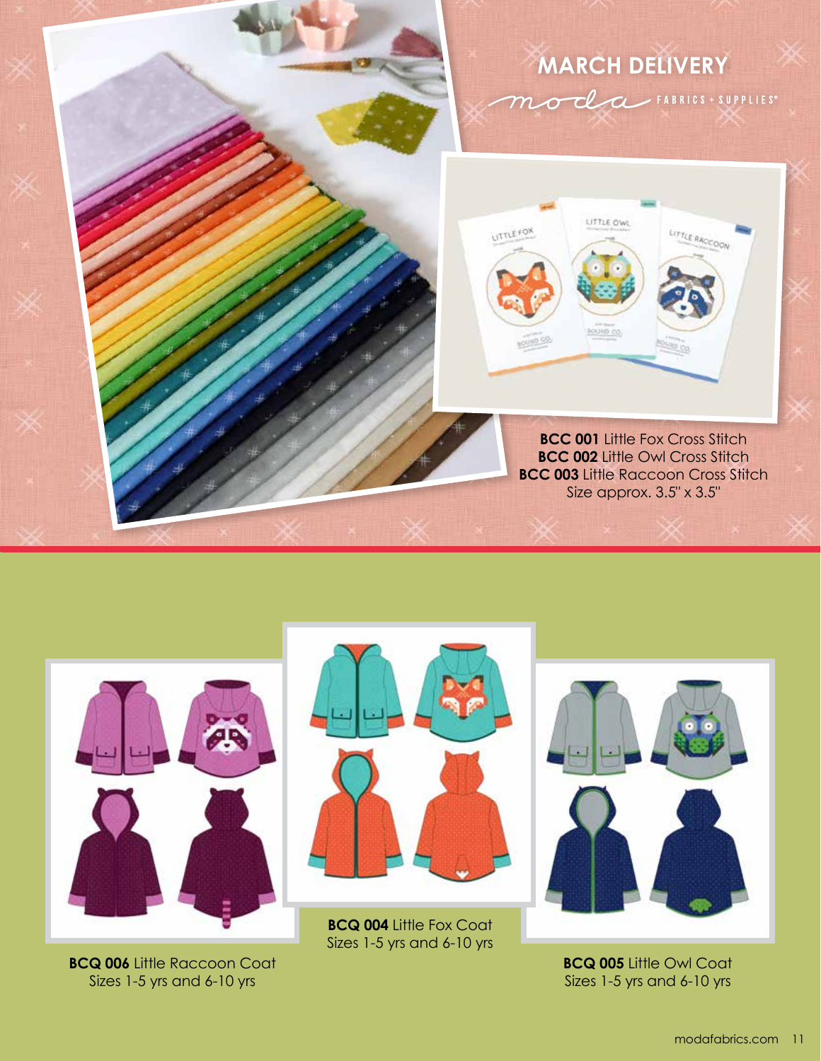# MARCH DELIVERY

moda FABRICS + SUPPLIES®

**BCC 001** Little Fox Cross Stitch
**BCC 002** Little Owl Cross Stitch
**BCC 003** Little Raccoon Cross Stitch
Size approx. 3.5" x 3.5"

**BCQ 006** Little Raccoon Coat
Sizes 1-5 yrs and 6-10 yrs

**BCQ 004** Little Fox Coat
Sizes 1-5 yrs and 6-10 yrs

**BCQ 005** Little Owl Coat
Sizes 1-5 yrs and 6-10 yrs

modafabrics.com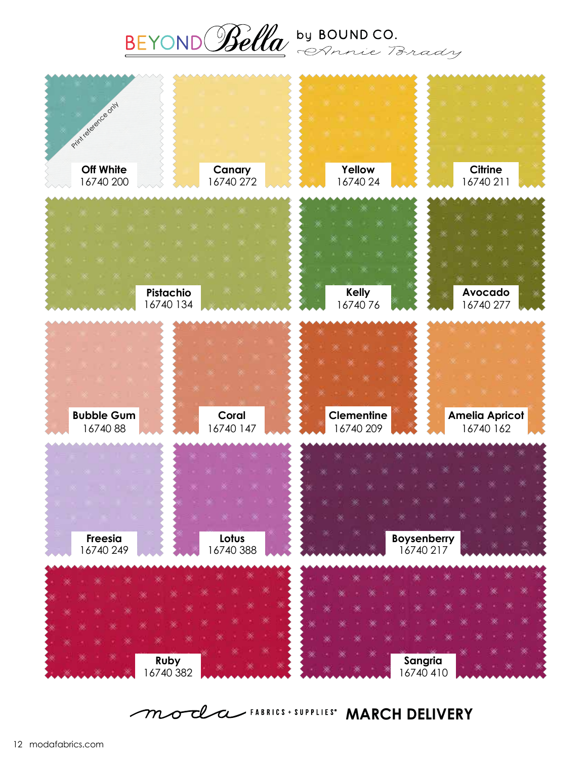# BEYOND Bella by BOUND CO. Annie Brady

Print reference only

**Off White**
16740 200

**Canary**
16740 272

**Yellow**
16740 24

**Citrine**
16740 211

**Pistachio**
16740 134

**Kelly**
16740 76

**Avocado**
16740 277

**Bubble Gum**
16740 88

**Coral**
16740 147

**Clementine**
16740 209

**Amelia Apricot**
16740 162

**Freesia**
16740 249

**Lotus**
16740 388

**Boysenberry**
16740 217

**Ruby**
16740 382

**Sangria**
16740 410

moda FABRICS + SUPPLIES® **MARCH DELIVERY**

modafabrics.com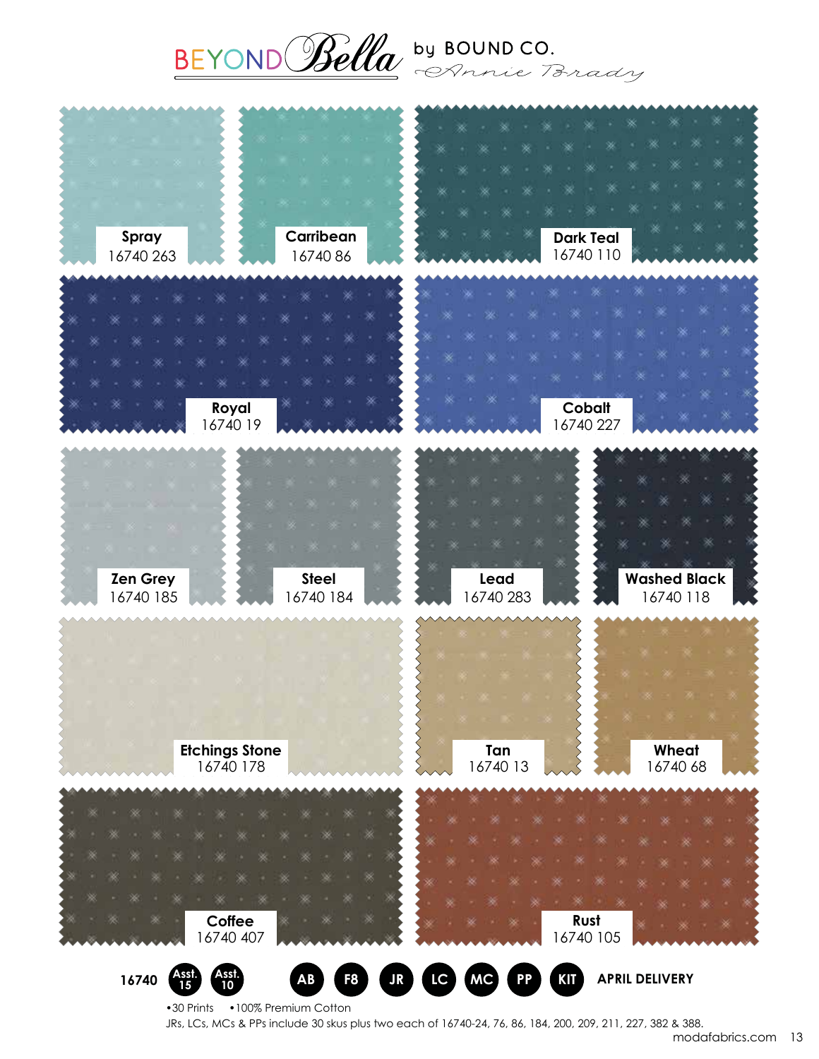# BEYOND Bella by BOUND CO.

Annie Brady

**Spray**
16740 263

**Carribean**
16740 86

**Dark Teal**
16740 110

**Royal**
16740 19

**Cobalt**
16740 227

**Zen Grey**
16740 185

**Steel**
16740 184

**Lead**
16740 283

**Washed Black**
16740 118

**Etchings Stone**
16740 178

**Tan**
16740 13

**Wheat**
16740 68

**Coffee**
16740 407

**Rust**
16740 105

**16740** Asst. 15 Asst. 10 AB F8 JR LC MC PP KIT **APRIL DELIVERY**

•30 Prints •100% Premium Cotton

JRs, LCs, MCs & PPs include 30 skus plus two each of 16740-24, 76, 86, 184, 200, 209, 211, 227, 382 & 388.

modafabrics.com